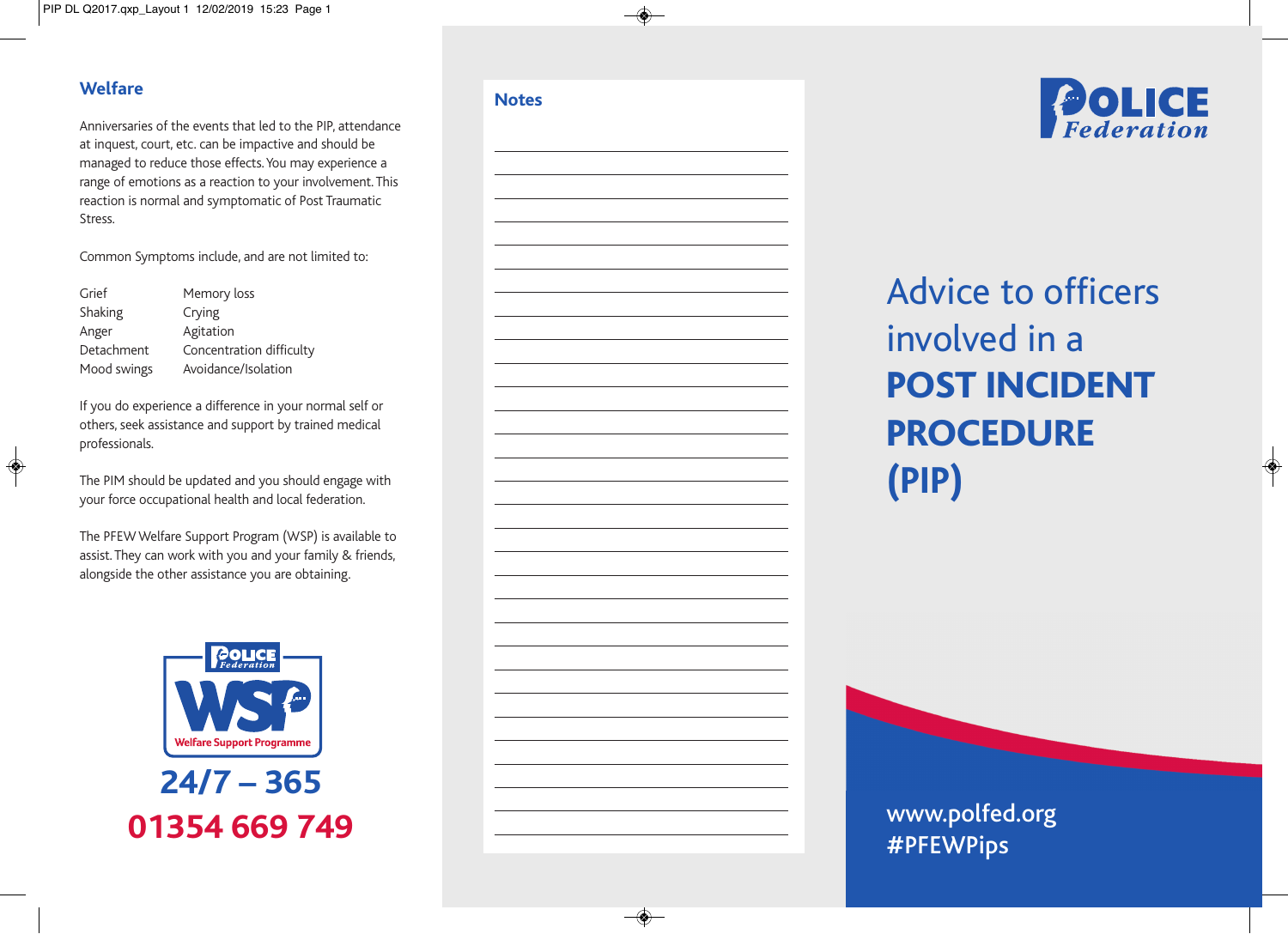## Welfare

Anniversaries of the events that led to the PIP, attendance at inquest, court, etc. can be impactive and should be managed to reduce those effects. You may experience a range of emotions as a reaction to your involvement. This reaction is normal and symptomatic of Post Traumatic Stress.

Common Symptoms include, and are not limited to:

| | |
|---|---|
| Grief | Memory loss |
| Shaking | Crying |
| Anger | Agitation |
| Detachment | Concentration difficulty |
| Mood swings | Avoidance/Isolation |

If you do experience a difference in your normal self or others, seek assistance and support by trained medical professionals.

The PIM should be updated and you should engage with your force occupational health and local federation.

The PFEW Welfare Support Program (WSP) is available to assist. They can work with you and your family & friends, alongside the other assistance you are obtaining.

Police Federation WSP Welfare Support Programme

**24/7 – 365**

**01354 669 749**

## Notes

POLICE Federation

# Advice to officers involved in a **POST INCIDENT PROCEDURE (PIP)**

www.polfed.org
#PFEWPips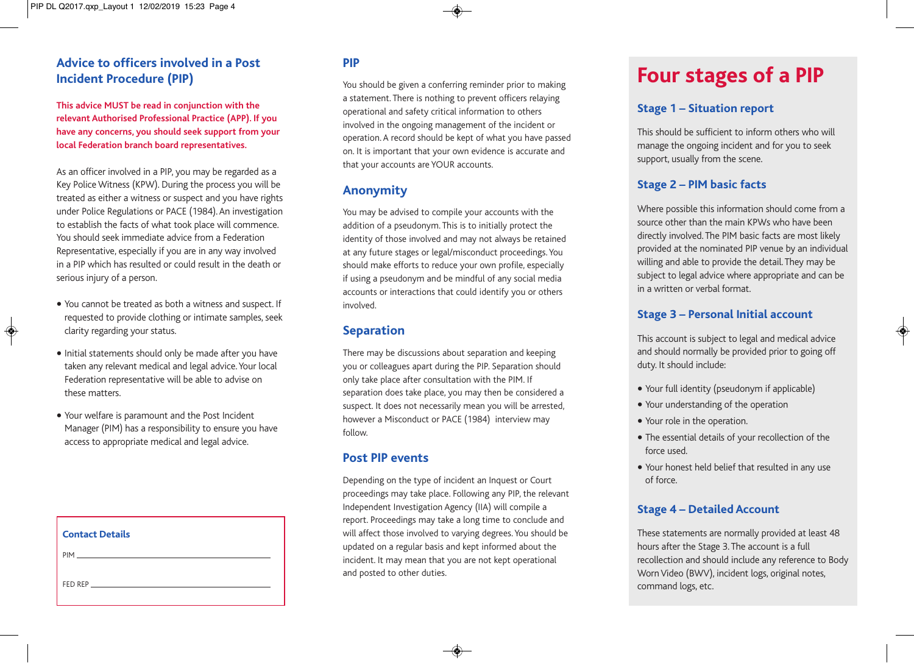## Advice to officers involved in a Post Incident Procedure (PIP)

**This advice MUST be read in conjunction with the relevant Authorised Professional Practice (APP). If you have any concerns, you should seek support from your local Federation branch board representatives.**

As an officer involved in a PIP, you may be regarded as a Key Police Witness (KPW). During the process you will be treated as either a witness or suspect and you have rights under Police Regulations or PACE (1984). An investigation to establish the facts of what took place will commence. You should seek immediate advice from a Federation Representative, especially if you are in any way involved in a PIP which has resulted or could result in the death or serious injury of a person.

- You cannot be treated as both a witness and suspect. If requested to provide clothing or intimate samples, seek clarity regarding your status.
- Initial statements should only be made after you have taken any relevant medical and legal advice. Your local Federation representative will be able to advise on these matters.
- Your welfare is paramount and the Post Incident Manager (PIM) has a responsibility to ensure you have access to appropriate medical and legal advice.

**Contact Details**

PIM ______________________________

FED REP ______________________________

## PIP

You should be given a conferring reminder prior to making a statement. There is nothing to prevent officers relaying operational and safety critical information to others involved in the ongoing management of the incident or operation. A record should be kept of what you have passed on. It is important that your own evidence is accurate and that your accounts are YOUR accounts.

## Anonymity

You may be advised to compile your accounts with the addition of a pseudonym. This is to initially protect the identity of those involved and may not always be retained at any future stages or legal/misconduct proceedings. You should make efforts to reduce your own profile, especially if using a pseudonym and be mindful of any social media accounts or interactions that could identify you or others involved.

## Separation

There may be discussions about separation and keeping you or colleagues apart during the PIP. Separation should only take place after consultation with the PIM. If separation does take place, you may then be considered a suspect. It does not necessarily mean you will be arrested, however a Misconduct or PACE (1984) interview may follow.

## Post PIP events

Depending on the type of incident an Inquest or Court proceedings may take place. Following any PIP, the relevant Independent Investigation Agency (IIA) will compile a report. Proceedings may take a long time to conclude and will affect those involved to varying degrees. You should be updated on a regular basis and kept informed about the incident. It may mean that you are not kept operational and posted to other duties.

# Four stages of a PIP

### Stage 1 – Situation report

This should be sufficient to inform others who will manage the ongoing incident and for you to seek support, usually from the scene.

### Stage 2 – PIM basic facts

Where possible this information should come from a source other than the main KPWs who have been directly involved. The PIM basic facts are most likely provided at the nominated PIP venue by an individual willing and able to provide the detail. They may be subject to legal advice where appropriate and can be in a written or verbal format.

### Stage 3 – Personal Initial account

This account is subject to legal and medical advice and should normally be provided prior to going off duty. It should include:

- Your full identity (pseudonym if applicable)
- Your understanding of the operation
- Your role in the operation.
- The essential details of your recollection of the force used.
- Your honest held belief that resulted in any use of force.

### Stage 4 – Detailed Account

These statements are normally provided at least 48 hours after the Stage 3. The account is a full recollection and should include any reference to Body Worn Video (BWV), incident logs, original notes, command logs, etc.